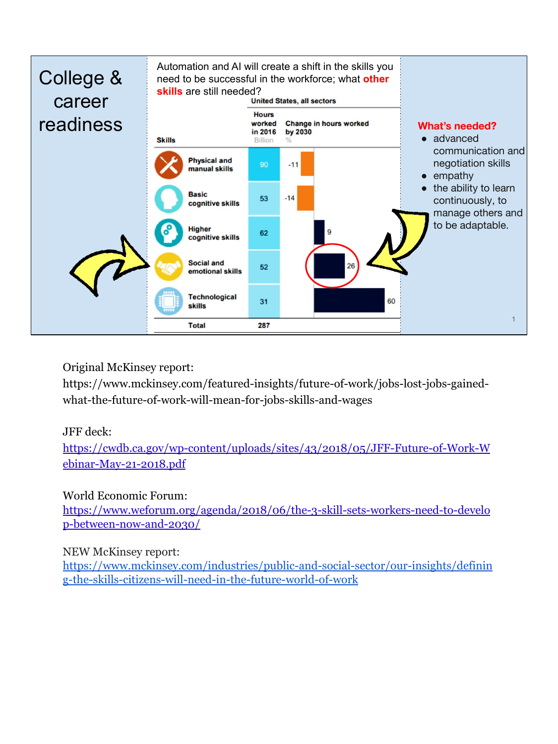# College & career readiness

Automation and AI will create a shift in the skills you need to be successful in the workforce; what **other skills** are still needed?

United States, all sectors

| Skills | Hours worked in 2016 (Billion) | Change in hours worked by 2030 (%) |
| --- | --- | --- |
| Physical and manual skills | 90 | -11 |
| Basic cognitive skills | 53 | -14 |
| Higher cognitive skills | 62 | 9 |
| Social and emotional skills | 52 | 26 |
| Technological skills | 31 | 60 |
| Total | 287 | |

**What's needed?**

- advanced communication and negotiation skills
- empathy
- the ability to learn continuously, to manage others and to be adaptable.

Original McKinsey report:
https://www.mckinsey.com/featured-insights/future-of-work/jobs-lost-jobs-gained-what-the-future-of-work-will-mean-for-jobs-skills-and-wages

JFF deck:
https://cwdb.ca.gov/wp-content/uploads/sites/43/2018/05/JFF-Future-of-Work-Webinar-May-21-2018.pdf

World Economic Forum:
https://www.weforum.org/agenda/2018/06/the-3-skill-sets-workers-need-to-develop-between-now-and-2030/

NEW McKinsey report:
https://www.mckinsey.com/industries/public-and-social-sector/our-insights/defining-the-skills-citizens-will-need-in-the-future-world-of-work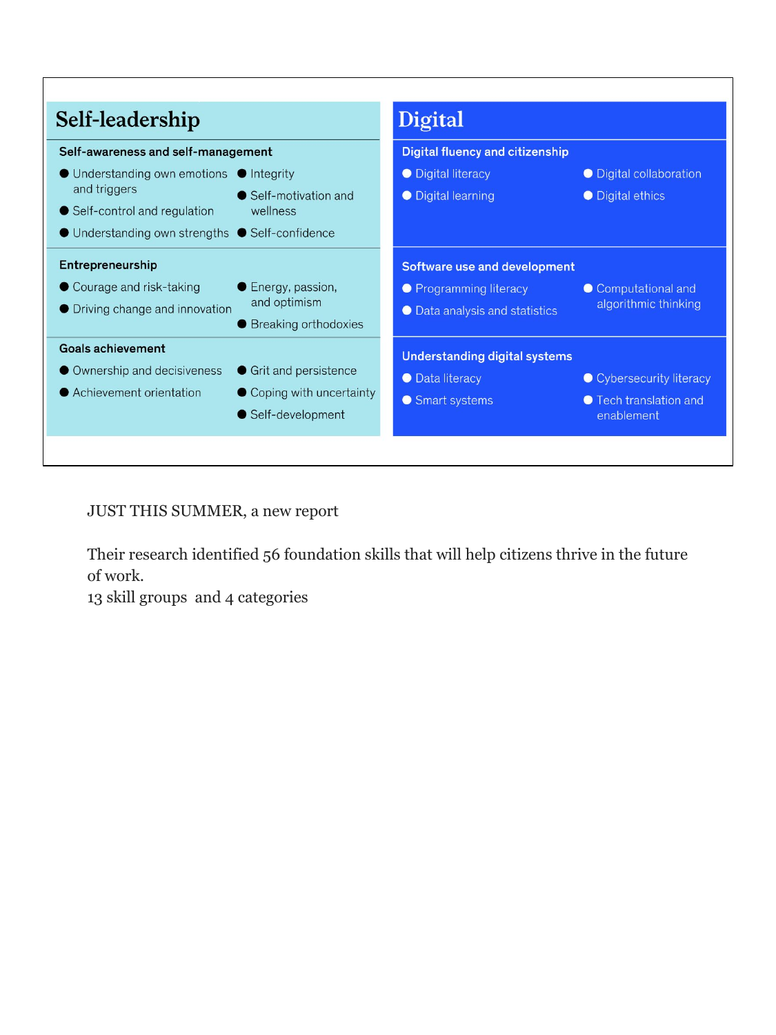## Self-leadership

### Self-awareness and self-management

- Understanding own emotions and triggers
- Self-control and regulation
- Understanding own strengths
- Integrity
- Self-motivation and wellness
- Self-confidence

### Entrepreneurship

- Courage and risk-taking
- Driving change and innovation
- Energy, passion, and optimism
- Breaking orthodoxies

### Goals achievement

- Ownership and decisiveness
- Achievement orientation
- Grit and persistence
- Coping with uncertainty
- Self-development

## Digital

### Digital fluency and citizenship

- Digital literacy
- Digital learning
- Digital collaboration
- Digital ethics

### Software use and development

- Programming literacy
- Data analysis and statistics
- Computational and algorithmic thinking

### Understanding digital systems

- Data literacy
- Smart systems
- Cybersecurity literacy
- Tech translation and enablement

JUST THIS SUMMER, a new report

Their research identified 56 foundation skills that will help citizens thrive in the future of work.
13 skill groups and 4 categories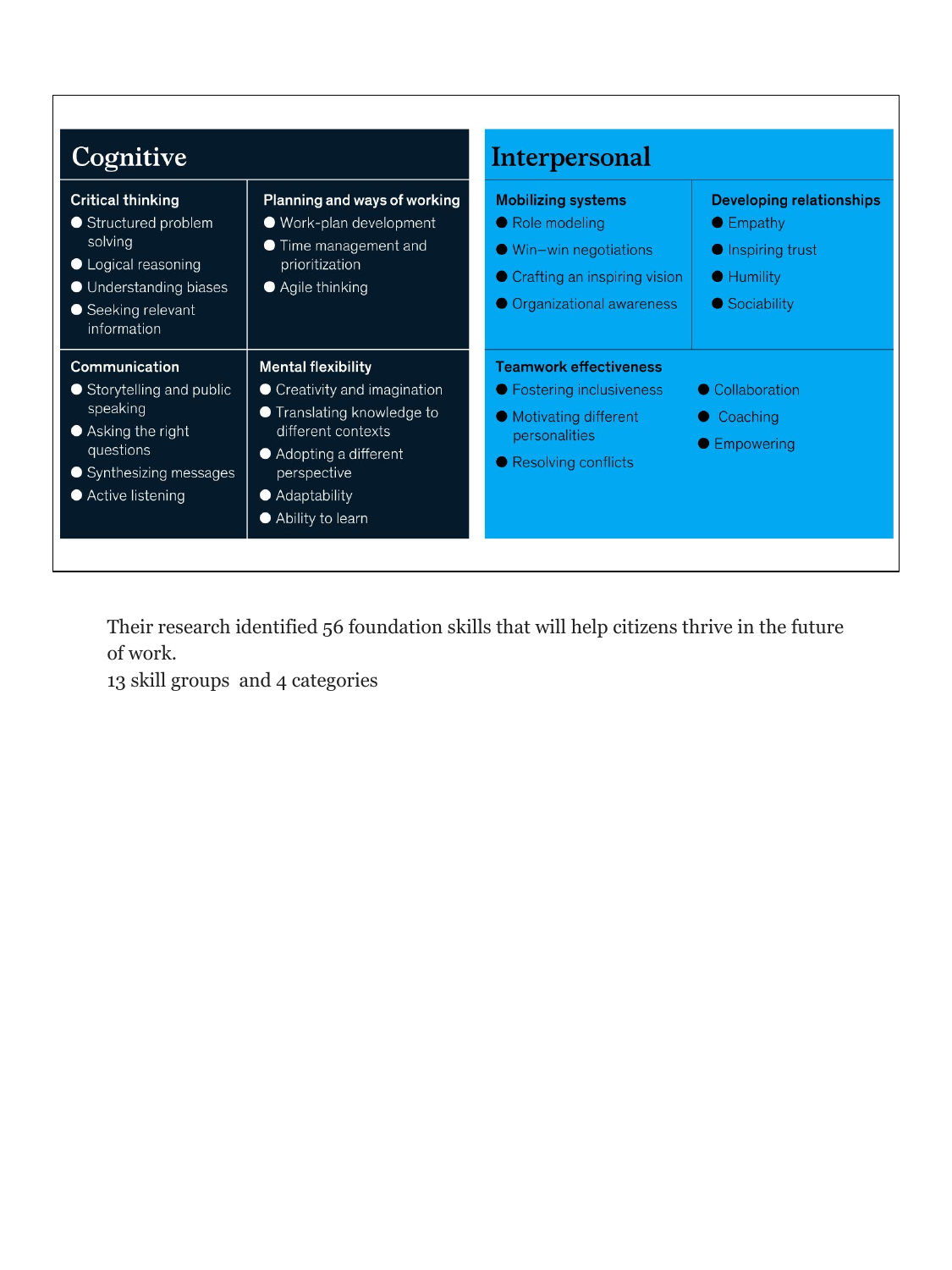## Cognitive

### Critical thinking

- Structured problem solving
- Logical reasoning
- Understanding biases
- Seeking relevant information

### Planning and ways of working

- Work-plan development
- Time management and prioritization
- Agile thinking

### Communication

- Storytelling and public speaking
- Asking the right questions
- Synthesizing messages
- Active listening

### Mental flexibility

- Creativity and imagination
- Translating knowledge to different contexts
- Adopting a different perspective
- Adaptability
- Ability to learn

## Interpersonal

### Mobilizing systems

- Role modeling
- Win–win negotiations
- Crafting an inspiring vision
- Organizational awareness

### Developing relationships

- Empathy
- Inspiring trust
- Humility
- Sociability

### Teamwork effectiveness

- Fostering inclusiveness
- Motivating different personalities
- Resolving conflicts
- Collaboration
- Coaching
- Empowering

Their research identified 56 foundation skills that will help citizens thrive in the future of work.
13 skill groups and 4 categories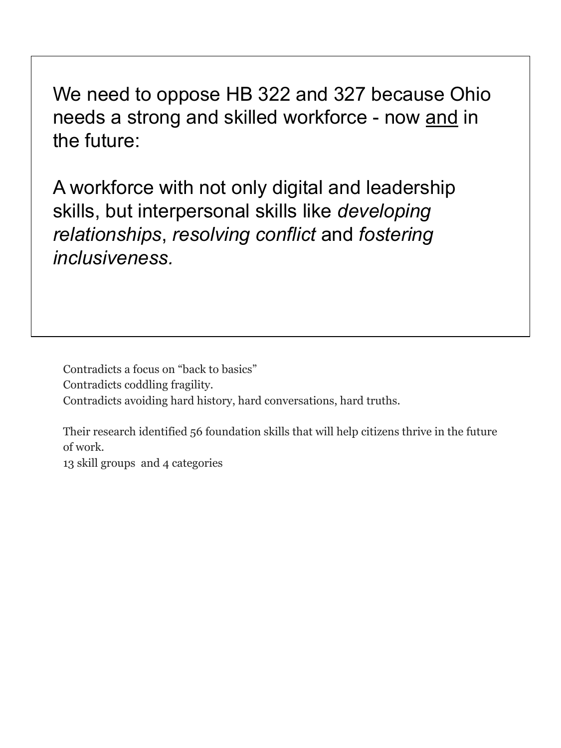We need to oppose HB 322 and 327 because Ohio needs a strong and skilled workforce - now <u>and</u> in the future:

A workforce with not only digital and leadership skills, but interpersonal skills like *developing relationships*, *resolving conflict* and *fostering inclusiveness.*

Contradicts a focus on “back to basics”
Contradicts coddling fragility.
Contradicts avoiding hard history, hard conversations, hard truths.

Their research identified 56 foundation skills that will help citizens thrive in the future of work.
13 skill groups and 4 categories